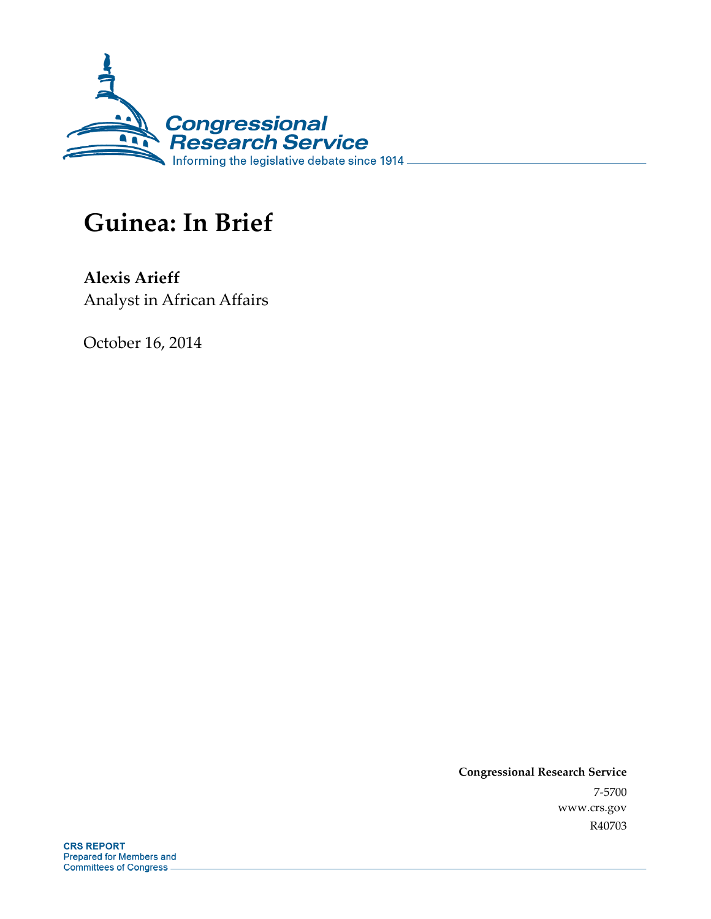Congressional Research Service

Informing the legislative debate since 1914

# Guinea: In Brief

**Alexis Arieff**

Analyst in African Affairs

October 16, 2014

**Congressional Research Service**

7-5700

www.crs.gov

R40703

**CRS REPORT**

Prepared for Members and Committees of Congress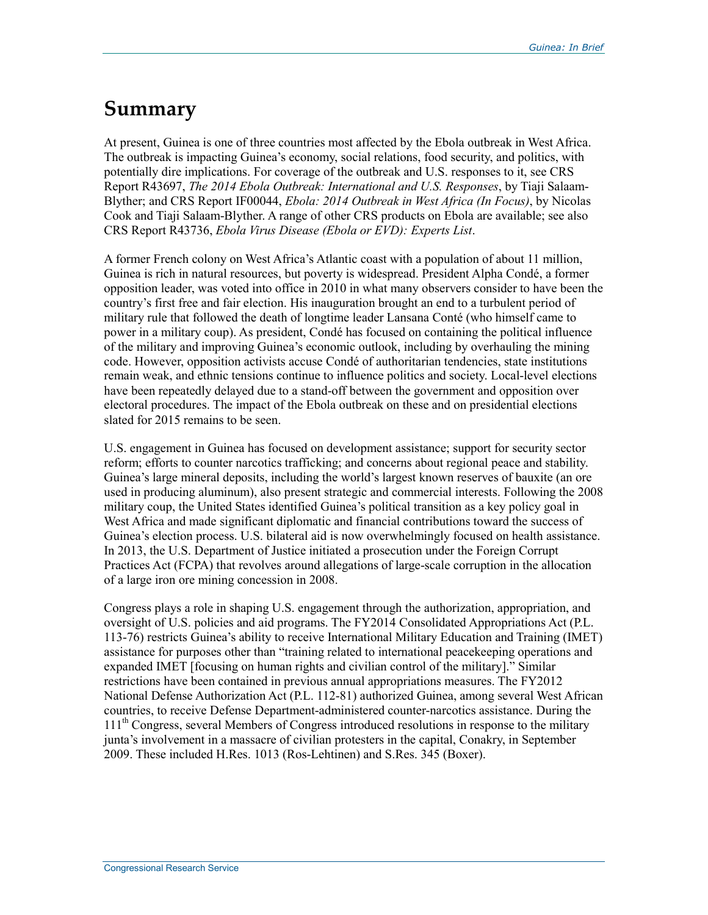# Summary

At present, Guinea is one of three countries most affected by the Ebola outbreak in West Africa. The outbreak is impacting Guinea's economy, social relations, food security, and politics, with potentially dire implications. For coverage of the outbreak and U.S. responses to it, see CRS Report R43697, *The 2014 Ebola Outbreak: International and U.S. Responses*, by Tiaji Salaam-Blyther; and CRS Report IF00044, *Ebola: 2014 Outbreak in West Africa (In Focus)*, by Nicolas Cook and Tiaji Salaam-Blyther. A range of other CRS products on Ebola are available; see also CRS Report R43736, *Ebola Virus Disease (Ebola or EVD): Experts List*.

A former French colony on West Africa's Atlantic coast with a population of about 11 million, Guinea is rich in natural resources, but poverty is widespread. President Alpha Condé, a former opposition leader, was voted into office in 2010 in what many observers consider to have been the country's first free and fair election. His inauguration brought an end to a turbulent period of military rule that followed the death of longtime leader Lansana Conté (who himself came to power in a military coup). As president, Condé has focused on containing the political influence of the military and improving Guinea's economic outlook, including by overhauling the mining code. However, opposition activists accuse Condé of authoritarian tendencies, state institutions remain weak, and ethnic tensions continue to influence politics and society. Local-level elections have been repeatedly delayed due to a stand-off between the government and opposition over electoral procedures. The impact of the Ebola outbreak on these and on presidential elections slated for 2015 remains to be seen.

U.S. engagement in Guinea has focused on development assistance; support for security sector reform; efforts to counter narcotics trafficking; and concerns about regional peace and stability. Guinea's large mineral deposits, including the world's largest known reserves of bauxite (an ore used in producing aluminum), also present strategic and commercial interests. Following the 2008 military coup, the United States identified Guinea's political transition as a key policy goal in West Africa and made significant diplomatic and financial contributions toward the success of Guinea's election process. U.S. bilateral aid is now overwhelmingly focused on health assistance. In 2013, the U.S. Department of Justice initiated a prosecution under the Foreign Corrupt Practices Act (FCPA) that revolves around allegations of large-scale corruption in the allocation of a large iron ore mining concession in 2008.

Congress plays a role in shaping U.S. engagement through the authorization, appropriation, and oversight of U.S. policies and aid programs. The FY2014 Consolidated Appropriations Act (P.L. 113-76) restricts Guinea's ability to receive International Military Education and Training (IMET) assistance for purposes other than "training related to international peacekeeping operations and expanded IMET [focusing on human rights and civilian control of the military]." Similar restrictions have been contained in previous annual appropriations measures. The FY2012 National Defense Authorization Act (P.L. 112-81) authorized Guinea, among several West African countries, to receive Defense Department-administered counter-narcotics assistance. During the 111th Congress, several Members of Congress introduced resolutions in response to the military junta's involvement in a massacre of civilian protesters in the capital, Conakry, in September 2009. These included H.Res. 1013 (Ros-Lehtinen) and S.Res. 345 (Boxer).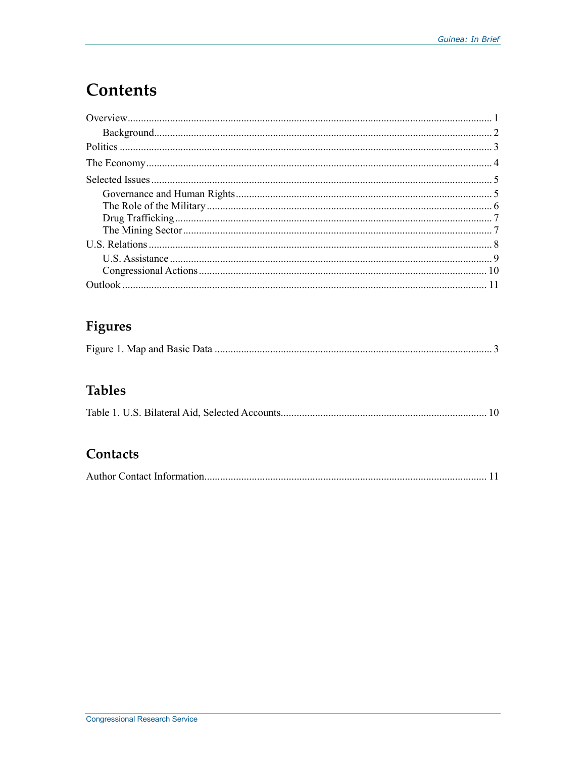# Contents

Overview ........................................................................................................................ 1

  Background .............................................................................................................. 2

Politics ........................................................................................................................... 3

The Economy ................................................................................................................. 4

Selected Issues ............................................................................................................... 5

  Governance and Human Rights ............................................................................... 5

  The Role of the Military .......................................................................................... 6

  Drug Trafficking ...................................................................................................... 7

  The Mining Sector ................................................................................................... 7

U.S. Relations ................................................................................................................. 8

  U.S. Assistance ......................................................................................................... 9

  Congressional Actions ............................................................................................ 10

Outlook ........................................................................................................................ 11

## Figures

Figure 1. Map and Basic Data ........................................................................................ 3

## Tables

Table 1. U.S. Bilateral Aid, Selected Accounts ............................................................. 10

## Contacts

Author Contact Information .......................................................................................... 11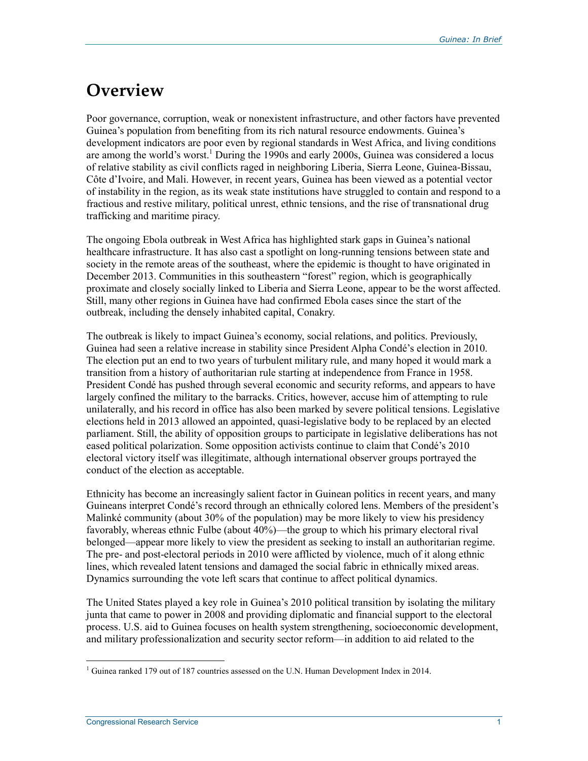# Overview

Poor governance, corruption, weak or nonexistent infrastructure, and other factors have prevented Guinea's population from benefiting from its rich natural resource endowments. Guinea's development indicators are poor even by regional standards in West Africa, and living conditions are among the world's worst.[1] During the 1990s and early 2000s, Guinea was considered a locus of relative stability as civil conflicts raged in neighboring Liberia, Sierra Leone, Guinea-Bissau, Côte d'Ivoire, and Mali. However, in recent years, Guinea has been viewed as a potential vector of instability in the region, as its weak state institutions have struggled to contain and respond to a fractious and restive military, political unrest, ethnic tensions, and the rise of transnational drug trafficking and maritime piracy.

The ongoing Ebola outbreak in West Africa has highlighted stark gaps in Guinea's national healthcare infrastructure. It has also cast a spotlight on long-running tensions between state and society in the remote areas of the southeast, where the epidemic is thought to have originated in December 2013. Communities in this southeastern "forest" region, which is geographically proximate and closely socially linked to Liberia and Sierra Leone, appear to be the worst affected. Still, many other regions in Guinea have had confirmed Ebola cases since the start of the outbreak, including the densely inhabited capital, Conakry.

The outbreak is likely to impact Guinea's economy, social relations, and politics. Previously, Guinea had seen a relative increase in stability since President Alpha Condé's election in 2010. The election put an end to two years of turbulent military rule, and many hoped it would mark a transition from a history of authoritarian rule starting at independence from France in 1958. President Condé has pushed through several economic and security reforms, and appears to have largely confined the military to the barracks. Critics, however, accuse him of attempting to rule unilaterally, and his record in office has also been marked by severe political tensions. Legislative elections held in 2013 allowed an appointed, quasi-legislative body to be replaced by an elected parliament. Still, the ability of opposition groups to participate in legislative deliberations has not eased political polarization. Some opposition activists continue to claim that Condé's 2010 electoral victory itself was illegitimate, although international observer groups portrayed the conduct of the election as acceptable.

Ethnicity has become an increasingly salient factor in Guinean politics in recent years, and many Guineans interpret Condé's record through an ethnically colored lens. Members of the president's Malinké community (about 30% of the population) may be more likely to view his presidency favorably, whereas ethnic Fulbe (about 40%)—the group to which his primary electoral rival belonged—appear more likely to view the president as seeking to install an authoritarian regime. The pre- and post-electoral periods in 2010 were afflicted by violence, much of it along ethnic lines, which revealed latent tensions and damaged the social fabric in ethnically mixed areas. Dynamics surrounding the vote left scars that continue to affect political dynamics.

The United States played a key role in Guinea's 2010 political transition by isolating the military junta that came to power in 2008 and providing diplomatic and financial support to the electoral process. U.S. aid to Guinea focuses on health system strengthening, socioeconomic development, and military professionalization and security sector reform—in addition to aid related to the

[1] Guinea ranked 179 out of 187 countries assessed on the U.N. Human Development Index in 2014.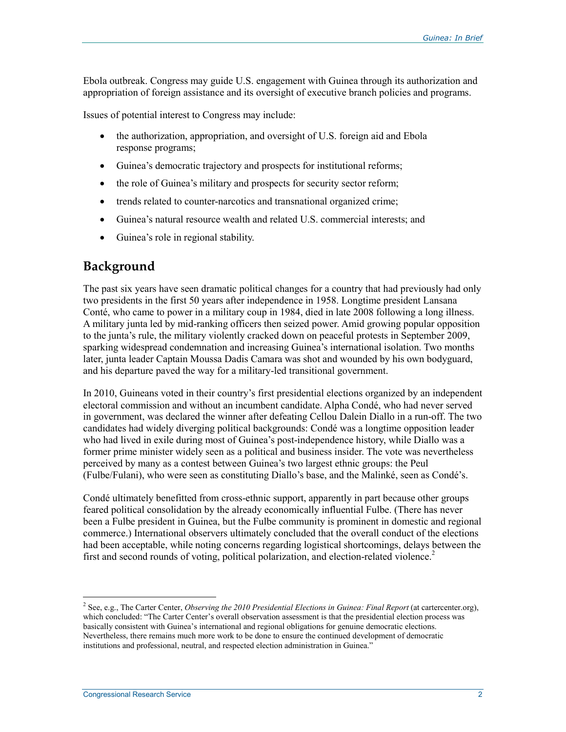Ebola outbreak. Congress may guide U.S. engagement with Guinea through its authorization and appropriation of foreign assistance and its oversight of executive branch policies and programs.

Issues of potential interest to Congress may include:

- the authorization, appropriation, and oversight of U.S. foreign aid and Ebola response programs;
- Guinea's democratic trajectory and prospects for institutional reforms;
- the role of Guinea's military and prospects for security sector reform;
- trends related to counter-narcotics and transnational organized crime;
- Guinea's natural resource wealth and related U.S. commercial interests; and
- Guinea's role in regional stability.

## Background

The past six years have seen dramatic political changes for a country that had previously had only two presidents in the first 50 years after independence in 1958. Longtime president Lansana Conté, who came to power in a military coup in 1984, died in late 2008 following a long illness. A military junta led by mid-ranking officers then seized power. Amid growing popular opposition to the junta's rule, the military violently cracked down on peaceful protests in September 2009, sparking widespread condemnation and increasing Guinea's international isolation. Two months later, junta leader Captain Moussa Dadis Camara was shot and wounded by his own bodyguard, and his departure paved the way for a military-led transitional government.

In 2010, Guineans voted in their country's first presidential elections organized by an independent electoral commission and without an incumbent candidate. Alpha Condé, who had never served in government, was declared the winner after defeating Cellou Dalein Diallo in a run-off. The two candidates had widely diverging political backgrounds: Condé was a longtime opposition leader who had lived in exile during most of Guinea's post-independence history, while Diallo was a former prime minister widely seen as a political and business insider. The vote was nevertheless perceived by many as a contest between Guinea's two largest ethnic groups: the Peul (Fulbe/Fulani), who were seen as constituting Diallo's base, and the Malinké, seen as Condé's.

Condé ultimately benefitted from cross-ethnic support, apparently in part because other groups feared political consolidation by the already economically influential Fulbe. (There has never been a Fulbe president in Guinea, but the Fulbe community is prominent in domestic and regional commerce.) International observers ultimately concluded that the overall conduct of the elections had been acceptable, while noting concerns regarding logistical shortcomings, delays between the first and second rounds of voting, political polarization, and election-related violence.[2]

[2] See, e.g., The Carter Center, *Observing the 2010 Presidential Elections in Guinea: Final Report* (at cartercenter.org), which concluded: "The Carter Center's overall observation assessment is that the presidential election process was basically consistent with Guinea's international and regional obligations for genuine democratic elections. Nevertheless, there remains much more work to be done to ensure the continued development of democratic institutions and professional, neutral, and respected election administration in Guinea."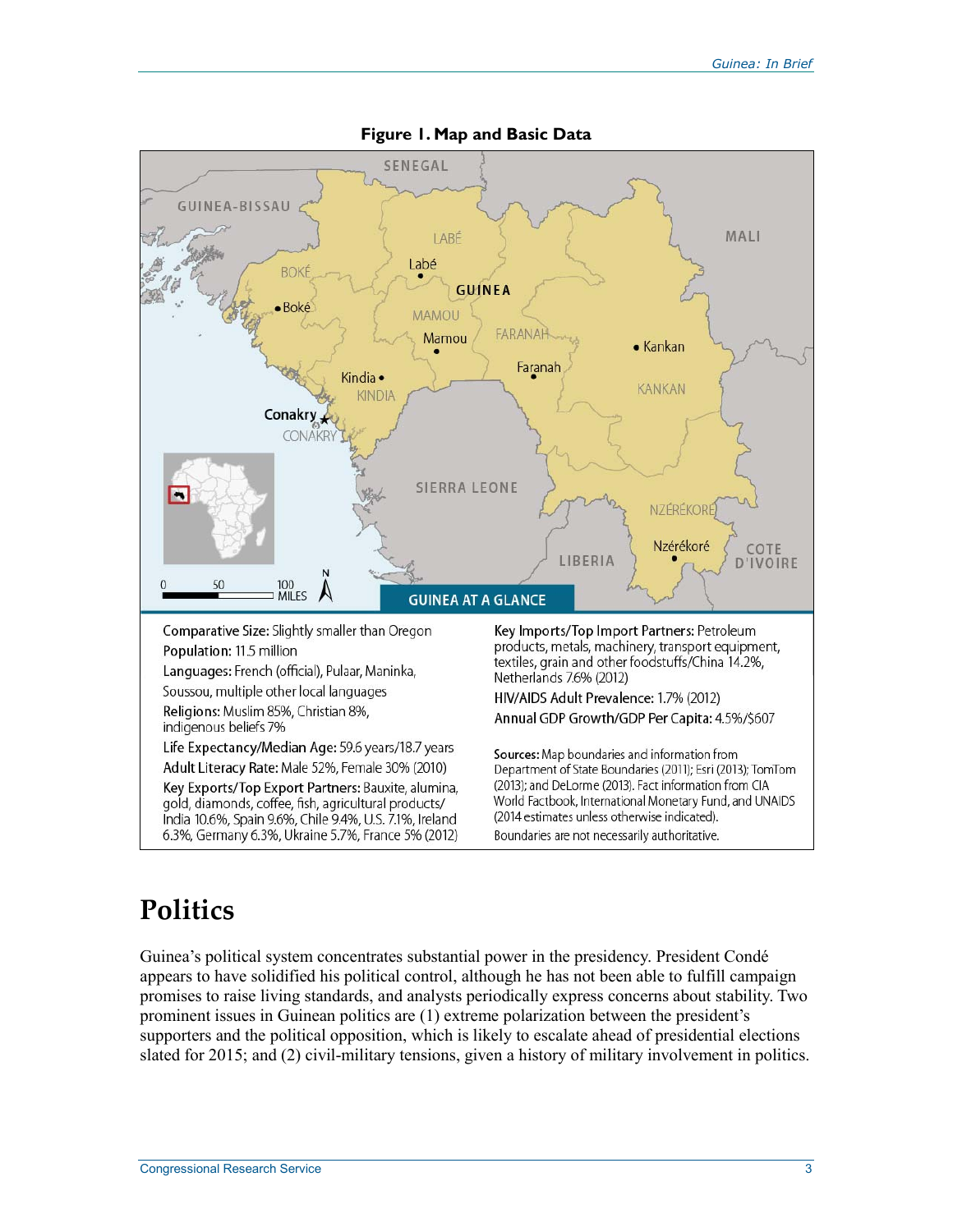**Figure 1. Map and Basic Data**

**GUINEA AT A GLANCE**

**Comparative Size:** Slightly smaller than Oregon

**Population:** 11.5 million

**Languages:** French (official), Pulaar, Maninka, Soussou, multiple other local languages

**Religions:** Muslim 85%, Christian 8%, indigenous beliefs 7%

**Life Expectancy/Median Age:** 59.6 years/18.7 years

**Adult Literacy Rate:** Male 52%, Female 30% (2010)

**Key Exports/Top Export Partners:** Bauxite, alumina, gold, diamonds, coffee, fish, agricultural products/ India 10.6%, Spain 9.6%, Chile 9.4%, U.S. 7.1%, Ireland 6.3%, Germany 6.3%, Ukraine 5.7%, France 5% (2012)

**Key Imports/Top Import Partners:** Petroleum products, metals, machinery, transport equipment, textiles, grain and other foodstuffs/China 14.2%, Netherlands 7.6% (2012)

**HIV/AIDS Adult Prevalence:** 1.7% (2012)

**Annual GDP Growth/GDP Per Capita:** 4.5%/$607

**Sources:** Map boundaries and information from Department of State Boundaries (2011); Esri (2013); TomTom (2013); and DeLorme (2013). Fact information from CIA World Factbook, International Monetary Fund, and UNAIDS (2014 estimates unless otherwise indicated). Boundaries are not necessarily authoritative.

# Politics

Guinea's political system concentrates substantial power in the presidency. President Condé appears to have solidified his political control, although he has not been able to fulfill campaign promises to raise living standards, and analysts periodically express concerns about stability. Two prominent issues in Guinean politics are (1) extreme polarization between the president's supporters and the political opposition, which is likely to escalate ahead of presidential elections slated for 2015; and (2) civil-military tensions, given a history of military involvement in politics.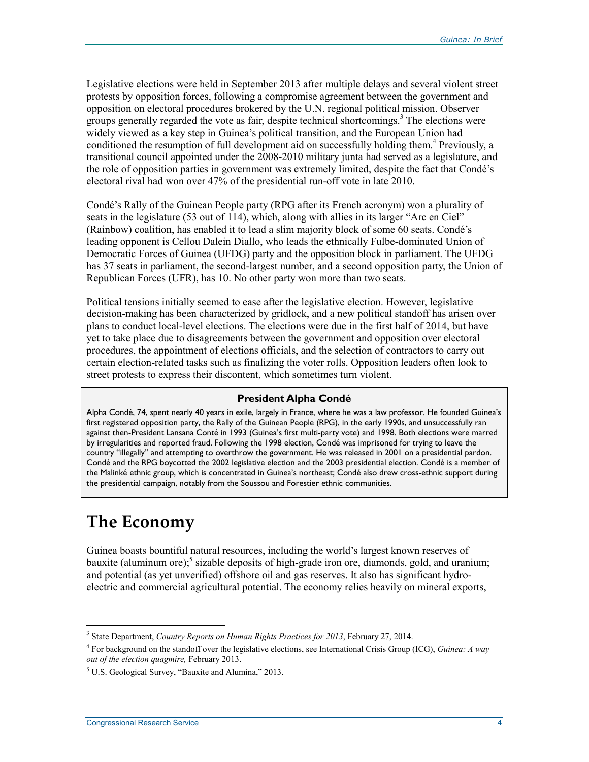Legislative elections were held in September 2013 after multiple delays and several violent street protests by opposition forces, following a compromise agreement between the government and opposition on electoral procedures brokered by the U.N. regional political mission. Observer groups generally regarded the vote as fair, despite technical shortcomings.[3] The elections were widely viewed as a key step in Guinea's political transition, and the European Union had conditioned the resumption of full development aid on successfully holding them.[4] Previously, a transitional council appointed under the 2008-2010 military junta had served as a legislature, and the role of opposition parties in government was extremely limited, despite the fact that Condé's electoral rival had won over 47% of the presidential run-off vote in late 2010.

Condé's Rally of the Guinean People party (RPG after its French acronym) won a plurality of seats in the legislature (53 out of 114), which, along with allies in its larger "Arc en Ciel" (Rainbow) coalition, has enabled it to lead a slim majority block of some 60 seats. Condé's leading opponent is Cellou Dalein Diallo, who leads the ethnically Fulbe-dominated Union of Democratic Forces of Guinea (UFDG) party and the opposition block in parliament. The UFDG has 37 seats in parliament, the second-largest number, and a second opposition party, the Union of Republican Forces (UFR), has 10. No other party won more than two seats.

Political tensions initially seemed to ease after the legislative election. However, legislative decision-making has been characterized by gridlock, and a new political standoff has arisen over plans to conduct local-level elections. The elections were due in the first half of 2014, but have yet to take place due to disagreements between the government and opposition over electoral procedures, the appointment of elections officials, and the selection of contractors to carry out certain election-related tasks such as finalizing the voter rolls. Opposition leaders often look to street protests to express their discontent, which sometimes turn violent.

**President Alpha Condé**

Alpha Condé, 74, spent nearly 40 years in exile, largely in France, where he was a law professor. He founded Guinea's first registered opposition party, the Rally of the Guinean People (RPG), in the early 1990s, and unsuccessfully ran against then-President Lansana Conté in 1993 (Guinea's first multi-party vote) and 1998. Both elections were marred by irregularities and reported fraud. Following the 1998 election, Condé was imprisoned for trying to leave the country "illegally" and attempting to overthrow the government. He was released in 2001 on a presidential pardon. Condé and the RPG boycotted the 2002 legislative election and the 2003 presidential election. Condé is a member of the Malinké ethnic group, which is concentrated in Guinea's northeast; Condé also drew cross-ethnic support during the presidential campaign, notably from the Soussou and Forestier ethnic communities.

# The Economy

Guinea boasts bountiful natural resources, including the world's largest known reserves of bauxite (aluminum ore);[5] sizable deposits of high-grade iron ore, diamonds, gold, and uranium; and potential (as yet unverified) offshore oil and gas reserves. It also has significant hydro-electric and commercial agricultural potential. The economy relies heavily on mineral exports,

---

[3] State Department, *Country Reports on Human Rights Practices for 2013*, February 27, 2014.

[4] For background on the standoff over the legislative elections, see International Crisis Group (ICG), *Guinea: A way out of the election quagmire,* February 2013.

[5] U.S. Geological Survey, "Bauxite and Alumina," 2013.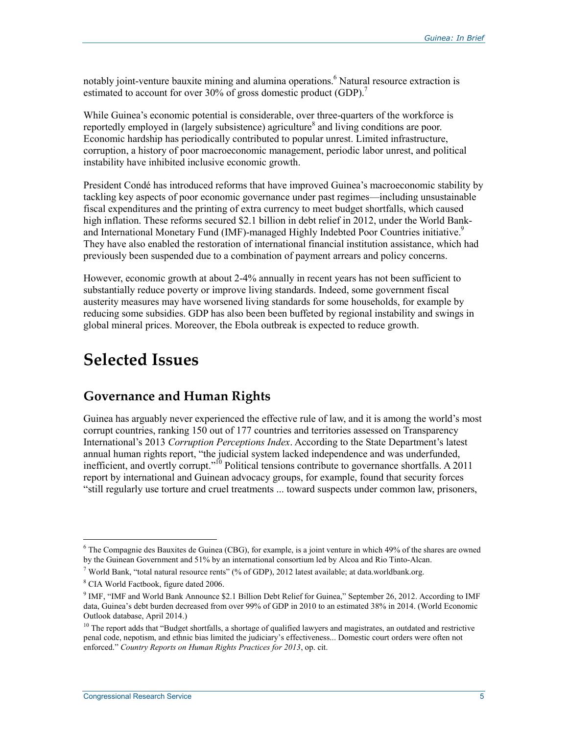notably joint-venture bauxite mining and alumina operations.[6] Natural resource extraction is estimated to account for over 30% of gross domestic product (GDP).[7]

While Guinea's economic potential is considerable, over three-quarters of the workforce is reportedly employed in (largely subsistence) agriculture[8] and living conditions are poor. Economic hardship has periodically contributed to popular unrest. Limited infrastructure, corruption, a history of poor macroeconomic management, periodic labor unrest, and political instability have inhibited inclusive economic growth.

President Condé has introduced reforms that have improved Guinea's macroeconomic stability by tackling key aspects of poor economic governance under past regimes—including unsustainable fiscal expenditures and the printing of extra currency to meet budget shortfalls, which caused high inflation. These reforms secured $2.1 billion in debt relief in 2012, under the World Bank- and International Monetary Fund (IMF)-managed Highly Indebted Poor Countries initiative.[9] They have also enabled the restoration of international financial institution assistance, which had previously been suspended due to a combination of payment arrears and policy concerns.

However, economic growth at about 2-4% annually in recent years has not been sufficient to substantially reduce poverty or improve living standards. Indeed, some government fiscal austerity measures may have worsened living standards for some households, for example by reducing some subsidies. GDP has also been been buffeted by regional instability and swings in global mineral prices. Moreover, the Ebola outbreak is expected to reduce growth.

# Selected Issues

## Governance and Human Rights

Guinea has arguably never experienced the effective rule of law, and it is among the world's most corrupt countries, ranking 150 out of 177 countries and territories assessed on Transparency International's 2013 *Corruption Perceptions Index*. According to the State Department's latest annual human rights report, "the judicial system lacked independence and was underfunded, inefficient, and overtly corrupt."[10] Political tensions contribute to governance shortfalls. A 2011 report by international and Guinean advocacy groups, for example, found that security forces "still regularly use torture and cruel treatments ... toward suspects under common law, prisoners,

---

[6] The Compagnie des Bauxites de Guinea (CBG), for example, is a joint venture in which 49% of the shares are owned by the Guinean Government and 51% by an international consortium led by Alcoa and Rio Tinto-Alcan.

[7] World Bank, "total natural resource rents" (% of GDP), 2012 latest available; at data.worldbank.org.

[8] CIA World Factbook, figure dated 2006.

[9] IMF, "IMF and World Bank Announce $2.1 Billion Debt Relief for Guinea," September 26, 2012. According to IMF data, Guinea's debt burden decreased from over 99% of GDP in 2010 to an estimated 38% in 2014. (World Economic Outlook database, April 2014.)

[10] The report adds that "Budget shortfalls, a shortage of qualified lawyers and magistrates, an outdated and restrictive penal code, nepotism, and ethnic bias limited the judiciary's effectiveness... Domestic court orders were often not enforced." *Country Reports on Human Rights Practices for 2013*, op. cit.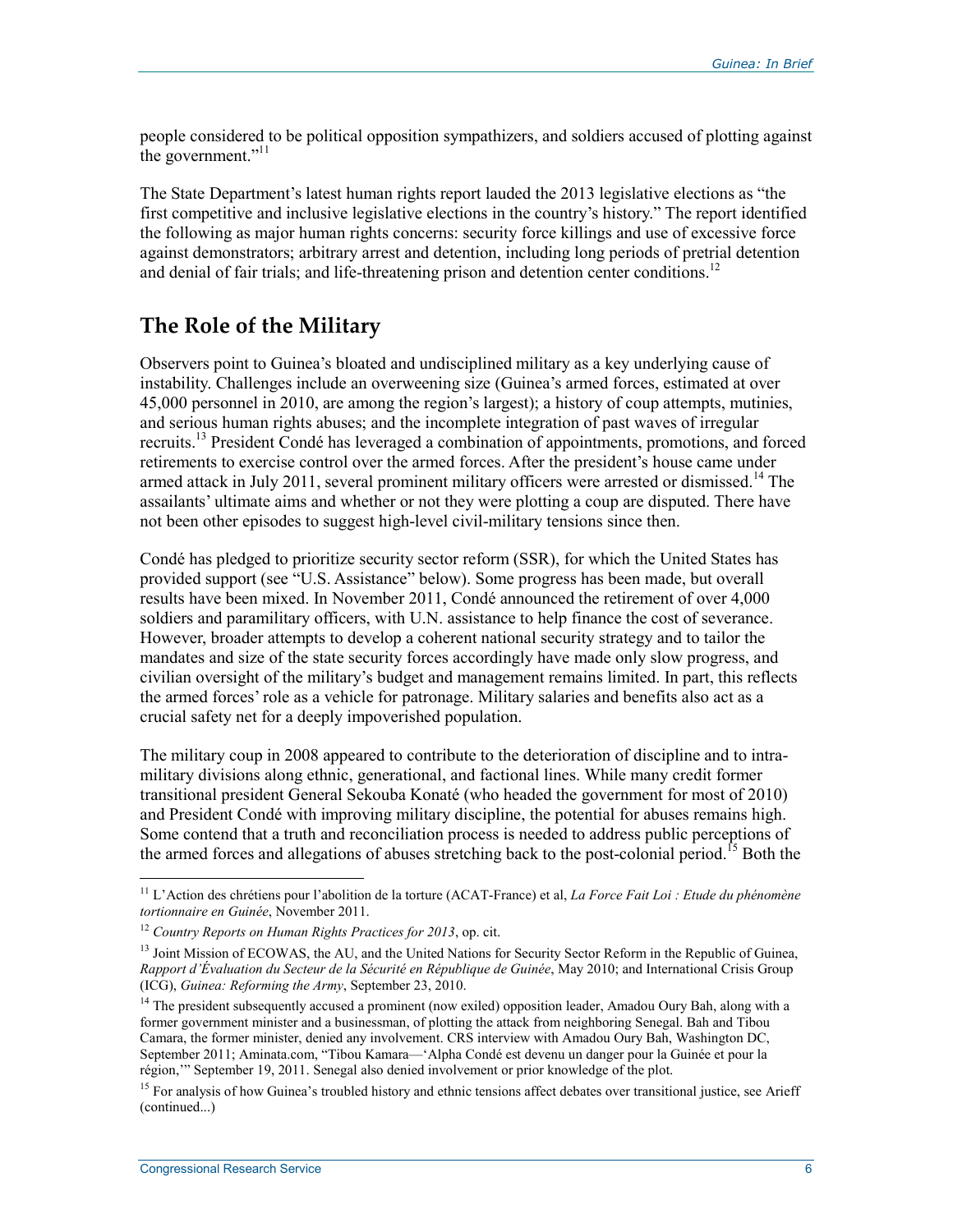people considered to be political opposition sympathizers, and soldiers accused of plotting against the government."[11]

The State Department's latest human rights report lauded the 2013 legislative elections as "the first competitive and inclusive legislative elections in the country's history." The report identified the following as major human rights concerns: security force killings and use of excessive force against demonstrators; arbitrary arrest and detention, including long periods of pretrial detention and denial of fair trials; and life-threatening prison and detention center conditions.[12]

## The Role of the Military

Observers point to Guinea's bloated and undisciplined military as a key underlying cause of instability. Challenges include an overweening size (Guinea's armed forces, estimated at over 45,000 personnel in 2010, are among the region's largest); a history of coup attempts, mutinies, and serious human rights abuses; and the incomplete integration of past waves of irregular recruits.[13] President Condé has leveraged a combination of appointments, promotions, and forced retirements to exercise control over the armed forces. After the president's house came under armed attack in July 2011, several prominent military officers were arrested or dismissed.[14] The assailants' ultimate aims and whether or not they were plotting a coup are disputed. There have not been other episodes to suggest high-level civil-military tensions since then.

Condé has pledged to prioritize security sector reform (SSR), for which the United States has provided support (see "U.S. Assistance" below). Some progress has been made, but overall results have been mixed. In November 2011, Condé announced the retirement of over 4,000 soldiers and paramilitary officers, with U.N. assistance to help finance the cost of severance. However, broader attempts to develop a coherent national security strategy and to tailor the mandates and size of the state security forces accordingly have made only slow progress, and civilian oversight of the military's budget and management remains limited. In part, this reflects the armed forces' role as a vehicle for patronage. Military salaries and benefits also act as a crucial safety net for a deeply impoverished population.

The military coup in 2008 appeared to contribute to the deterioration of discipline and to intra-military divisions along ethnic, generational, and factional lines. While many credit former transitional president General Sekouba Konaté (who headed the government for most of 2010) and President Condé with improving military discipline, the potential for abuses remains high. Some contend that a truth and reconciliation process is needed to address public perceptions of the armed forces and allegations of abuses stretching back to the post-colonial period.[15] Both the

---

[11] L'Action des chrétiens pour l'abolition de la torture (ACAT-France) et al, *La Force Fait Loi : Etude du phénomène tortionnaire en Guinée*, November 2011.

[12] *Country Reports on Human Rights Practices for 2013*, op. cit.

[13] Joint Mission of ECOWAS, the AU, and the United Nations for Security Sector Reform in the Republic of Guinea, *Rapport d'Évaluation du Secteur de la Sécurité en République de Guinée*, May 2010; and International Crisis Group (ICG), *Guinea: Reforming the Army*, September 23, 2010.

[14] The president subsequently accused a prominent (now exiled) opposition leader, Amadou Oury Bah, along with a former government minister and a businessman, of plotting the attack from neighboring Senegal. Bah and Tibou Camara, the former minister, denied any involvement. CRS interview with Amadou Oury Bah, Washington DC, September 2011; Aminata.com, "Tibou Kamara—'Alpha Condé est devenu un danger pour la Guinée et pour la région,'" September 19, 2011. Senegal also denied involvement or prior knowledge of the plot.

[15] For analysis of how Guinea's troubled history and ethnic tensions affect debates over transitional justice, see Arieff (continued...)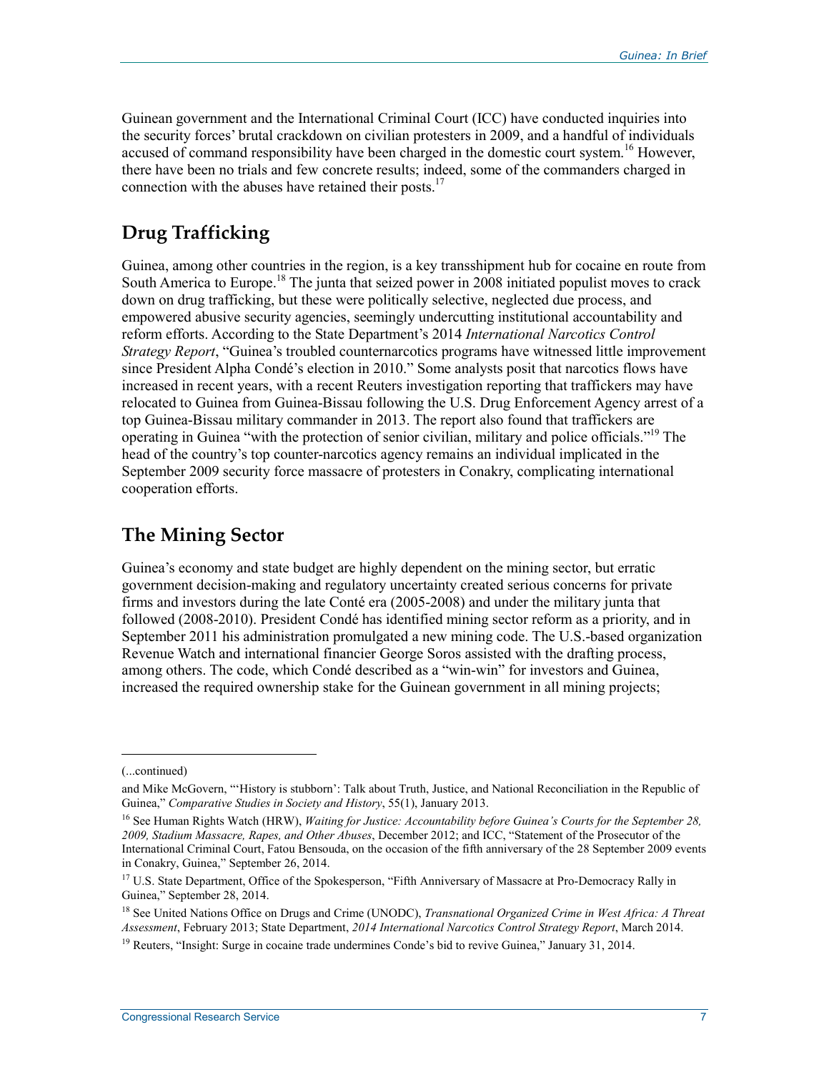Guinean government and the International Criminal Court (ICC) have conducted inquiries into the security forces' brutal crackdown on civilian protesters in 2009, and a handful of individuals accused of command responsibility have been charged in the domestic court system.[16] However, there have been no trials and few concrete results; indeed, some of the commanders charged in connection with the abuses have retained their posts.[17]

## Drug Trafficking

Guinea, among other countries in the region, is a key transshipment hub for cocaine en route from South America to Europe.[18] The junta that seized power in 2008 initiated populist moves to crack down on drug trafficking, but these were politically selective, neglected due process, and empowered abusive security agencies, seemingly undercutting institutional accountability and reform efforts. According to the State Department's 2014 *International Narcotics Control Strategy Report*, "Guinea's troubled counternarcotics programs have witnessed little improvement since President Alpha Condé's election in 2010." Some analysts posit that narcotics flows have increased in recent years, with a recent Reuters investigation reporting that traffickers may have relocated to Guinea from Guinea-Bissau following the U.S. Drug Enforcement Agency arrest of a top Guinea-Bissau military commander in 2013. The report also found that traffickers are operating in Guinea "with the protection of senior civilian, military and police officials."[19] The head of the country's top counter-narcotics agency remains an individual implicated in the September 2009 security force massacre of protesters in Conakry, complicating international cooperation efforts.

## The Mining Sector

Guinea's economy and state budget are highly dependent on the mining sector, but erratic government decision-making and regulatory uncertainty created serious concerns for private firms and investors during the late Conté era (2005-2008) and under the military junta that followed (2008-2010). President Condé has identified mining sector reform as a priority, and in September 2011 his administration promulgated a new mining code. The U.S.-based organization Revenue Watch and international financier George Soros assisted with the drafting process, among others. The code, which Condé described as a "win-win" for investors and Guinea, increased the required ownership stake for the Guinean government in all mining projects;

---

(...continued)

and Mike McGovern, "'History is stubborn': Talk about Truth, Justice, and National Reconciliation in the Republic of Guinea," *Comparative Studies in Society and History*, 55(1), January 2013.

[16] See Human Rights Watch (HRW), *Waiting for Justice: Accountability before Guinea's Courts for the September 28, 2009, Stadium Massacre, Rapes, and Other Abuses*, December 2012; and ICC, "Statement of the Prosecutor of the International Criminal Court, Fatou Bensouda, on the occasion of the fifth anniversary of the 28 September 2009 events in Conakry, Guinea," September 26, 2014.

[17] U.S. State Department, Office of the Spokesperson, "Fifth Anniversary of Massacre at Pro-Democracy Rally in Guinea," September 28, 2014.

[18] See United Nations Office on Drugs and Crime (UNODC), *Transnational Organized Crime in West Africa: A Threat Assessment*, February 2013; State Department, *2014 International Narcotics Control Strategy Report*, March 2014.

[19] Reuters, "Insight: Surge in cocaine trade undermines Conde's bid to revive Guinea," January 31, 2014.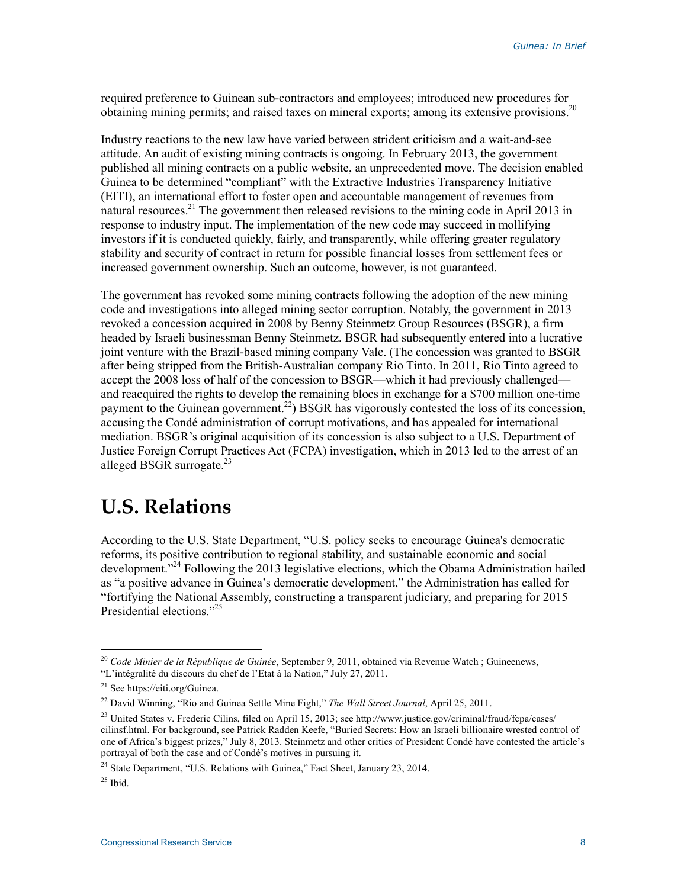required preference to Guinean sub-contractors and employees; introduced new procedures for obtaining mining permits; and raised taxes on mineral exports; among its extensive provisions.[20]

Industry reactions to the new law have varied between strident criticism and a wait-and-see attitude. An audit of existing mining contracts is ongoing. In February 2013, the government published all mining contracts on a public website, an unprecedented move. The decision enabled Guinea to be determined "compliant" with the Extractive Industries Transparency Initiative (EITI), an international effort to foster open and accountable management of revenues from natural resources.[21] The government then released revisions to the mining code in April 2013 in response to industry input. The implementation of the new code may succeed in mollifying investors if it is conducted quickly, fairly, and transparently, while offering greater regulatory stability and security of contract in return for possible financial losses from settlement fees or increased government ownership. Such an outcome, however, is not guaranteed.

The government has revoked some mining contracts following the adoption of the new mining code and investigations into alleged mining sector corruption. Notably, the government in 2013 revoked a concession acquired in 2008 by Benny Steinmetz Group Resources (BSGR), a firm headed by Israeli businessman Benny Steinmetz. BSGR had subsequently entered into a lucrative joint venture with the Brazil-based mining company Vale. (The concession was granted to BSGR after being stripped from the British-Australian company Rio Tinto. In 2011, Rio Tinto agreed to accept the 2008 loss of half of the concession to BSGR—which it had previously challenged—and reacquired the rights to develop the remaining blocs in exchange for a $700 million one-time payment to the Guinean government.[22]) BSGR has vigorously contested the loss of its concession, accusing the Condé administration of corrupt motivations, and has appealed for international mediation. BSGR's original acquisition of its concession is also subject to a U.S. Department of Justice Foreign Corrupt Practices Act (FCPA) investigation, which in 2013 led to the arrest of an alleged BSGR surrogate.[23]

# U.S. Relations

According to the U.S. State Department, "U.S. policy seeks to encourage Guinea's democratic reforms, its positive contribution to regional stability, and sustainable economic and social development."[24] Following the 2013 legislative elections, which the Obama Administration hailed as "a positive advance in Guinea's democratic development," the Administration has called for "fortifying the National Assembly, constructing a transparent judiciary, and preparing for 2015 Presidential elections."[25]

---

[20] *Code Minier de la République de Guinée*, September 9, 2011, obtained via Revenue Watch ; Guineenews, "L'intégralité du discours du chef de l'Etat à la Nation," July 27, 2011.

[21] See https://eiti.org/Guinea.

[22] David Winning, "Rio and Guinea Settle Mine Fight," *The Wall Street Journal*, April 25, 2011.

[23] United States v. Frederic Cilins, filed on April 15, 2013; see http://www.justice.gov/criminal/fraud/fcpa/cases/cilinsf.html. For background, see Patrick Radden Keefe, "Buried Secrets: How an Israeli billionaire wrested control of one of Africa's biggest prizes," July 8, 2013. Steinmetz and other critics of President Condé have contested the article's portrayal of both the case and of Condé's motives in pursuing it.

[24] State Department, "U.S. Relations with Guinea," Fact Sheet, January 23, 2014.

[25] Ibid.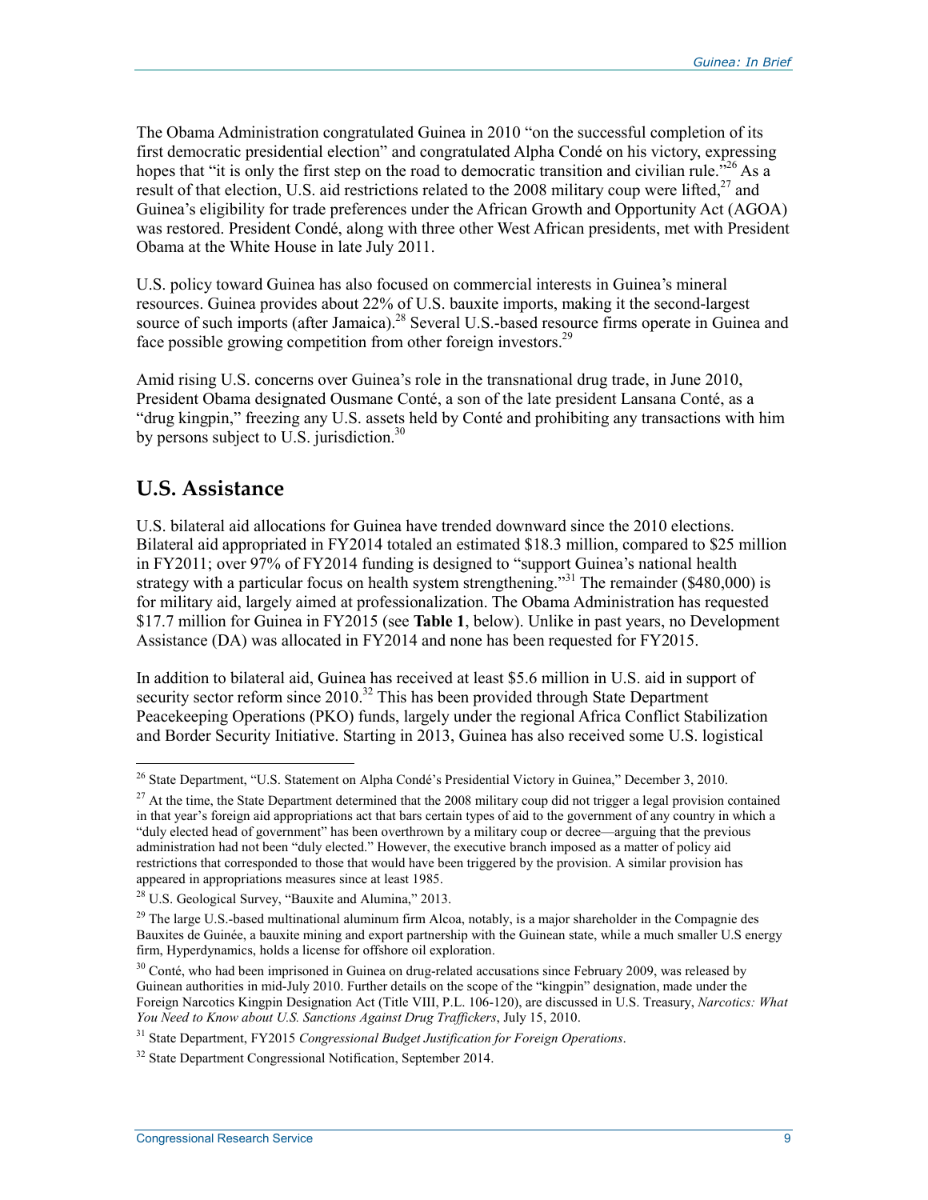The Obama Administration congratulated Guinea in 2010 "on the successful completion of its first democratic presidential election" and congratulated Alpha Condé on his victory, expressing hopes that "it is only the first step on the road to democratic transition and civilian rule."[26] As a result of that election, U.S. aid restrictions related to the 2008 military coup were lifted,[27] and Guinea's eligibility for trade preferences under the African Growth and Opportunity Act (AGOA) was restored. President Condé, along with three other West African presidents, met with President Obama at the White House in late July 2011.

U.S. policy toward Guinea has also focused on commercial interests in Guinea's mineral resources. Guinea provides about 22% of U.S. bauxite imports, making it the second-largest source of such imports (after Jamaica).[28] Several U.S.-based resource firms operate in Guinea and face possible growing competition from other foreign investors.[29]

Amid rising U.S. concerns over Guinea's role in the transnational drug trade, in June 2010, President Obama designated Ousmane Conté, a son of the late president Lansana Conté, as a "drug kingpin," freezing any U.S. assets held by Conté and prohibiting any transactions with him by persons subject to U.S. jurisdiction.[30]

## U.S. Assistance

U.S. bilateral aid allocations for Guinea have trended downward since the 2010 elections. Bilateral aid appropriated in FY2014 totaled an estimated $18.3 million, compared to $25 million in FY2011; over 97% of FY2014 funding is designed to "support Guinea's national health strategy with a particular focus on health system strengthening."[31] The remainder ($480,000) is for military aid, largely aimed at professionalization. The Obama Administration has requested $17.7 million for Guinea in FY2015 (see **Table 1**, below). Unlike in past years, no Development Assistance (DA) was allocated in FY2014 and none has been requested for FY2015.

In addition to bilateral aid, Guinea has received at least $5.6 million in U.S. aid in support of security sector reform since 2010.[32] This has been provided through State Department Peacekeeping Operations (PKO) funds, largely under the regional Africa Conflict Stabilization and Border Security Initiative. Starting in 2013, Guinea has also received some U.S. logistical

---

[26] State Department, "U.S. Statement on Alpha Condé's Presidential Victory in Guinea," December 3, 2010.

[27] At the time, the State Department determined that the 2008 military coup did not trigger a legal provision contained in that year's foreign aid appropriations act that bars certain types of aid to the government of any country in which a "duly elected head of government" has been overthrown by a military coup or decree—arguing that the previous administration had not been "duly elected." However, the executive branch imposed as a matter of policy aid restrictions that corresponded to those that would have been triggered by the provision. A similar provision has appeared in appropriations measures since at least 1985.

[28] U.S. Geological Survey, "Bauxite and Alumina," 2013.

[29] The large U.S.-based multinational aluminum firm Alcoa, notably, is a major shareholder in the Compagnie des Bauxites de Guinée, a bauxite mining and export partnership with the Guinean state, while a much smaller U.S energy firm, Hyperdynamics, holds a license for offshore oil exploration.

[30] Conté, who had been imprisoned in Guinea on drug-related accusations since February 2009, was released by Guinean authorities in mid-July 2010. Further details on the scope of the "kingpin" designation, made under the Foreign Narcotics Kingpin Designation Act (Title VIII, P.L. 106-120), are discussed in U.S. Treasury, *Narcotics: What You Need to Know about U.S. Sanctions Against Drug Traffickers*, July 15, 2010.

[31] State Department, FY2015 *Congressional Budget Justification for Foreign Operations*.

[32] State Department Congressional Notification, September 2014.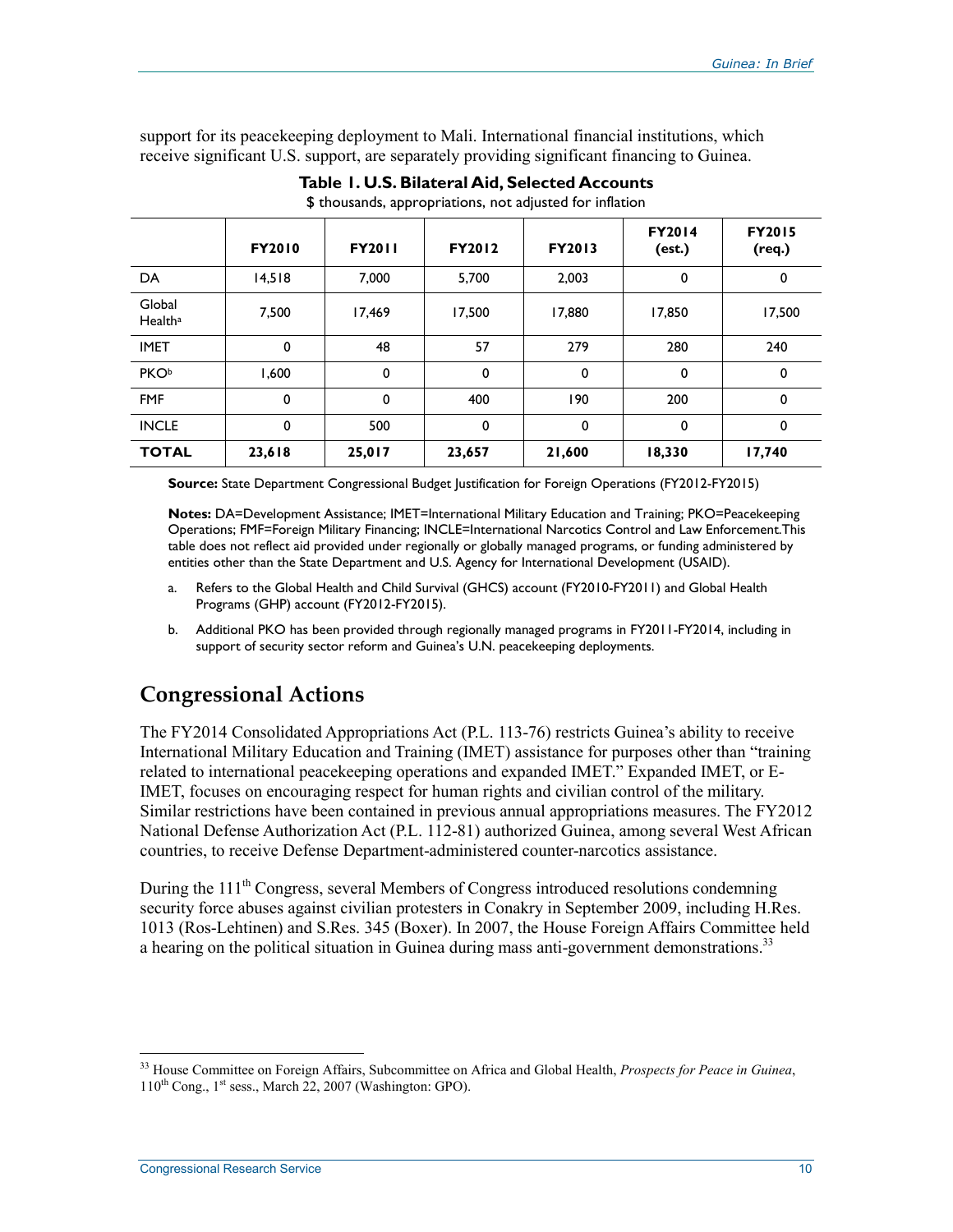support for its peacekeeping deployment to Mali. International financial institutions, which receive significant U.S. support, are separately providing significant financing to Guinea.

**Table 1. U.S. Bilateral Aid, Selected Accounts**

$ thousands, appropriations, not adjusted for inflation

| | FY2010 | FY2011 | FY2012 | FY2013 | FY2014 (est.) | FY2015 (req.) |
|---|---|---|---|---|---|---|
| DA | 14,518 | 7,000 | 5,700 | 2,003 | 0 | 0 |
| Global Health[a] | 7,500 | 17,469 | 17,500 | 17,880 | 17,850 | 17,500 |
| IMET | 0 | 48 | 57 | 279 | 280 | 240 |
| PKO[b] | 1,600 | 0 | 0 | 0 | 0 | 0 |
| FMF | 0 | 0 | 400 | 190 | 200 | 0 |
| INCLE | 0 | 500 | 0 | 0 | 0 | 0 |
| **TOTAL** | **23,618** | **25,017** | **23,657** | **21,600** | **18,330** | **17,740** |

**Source:** State Department Congressional Budget Justification for Foreign Operations (FY2012-FY2015)

**Notes:** DA=Development Assistance; IMET=International Military Education and Training; PKO=Peacekeeping Operations; FMF=Foreign Military Financing; INCLE=International Narcotics Control and Law Enforcement.This table does not reflect aid provided under regionally or globally managed programs, or funding administered by entities other than the State Department and U.S. Agency for International Development (USAID).

a. Refers to the Global Health and Child Survival (GHCS) account (FY2010-FY2011) and Global Health Programs (GHP) account (FY2012-FY2015).

b. Additional PKO has been provided through regionally managed programs in FY2011-FY2014, including in support of security sector reform and Guinea's U.N. peacekeeping deployments.

## Congressional Actions

The FY2014 Consolidated Appropriations Act (P.L. 113-76) restricts Guinea's ability to receive International Military Education and Training (IMET) assistance for purposes other than "training related to international peacekeeping operations and expanded IMET." Expanded IMET, or E-IMET, focuses on encouraging respect for human rights and civilian control of the military. Similar restrictions have been contained in previous annual appropriations measures. The FY2012 National Defense Authorization Act (P.L. 112-81) authorized Guinea, among several West African countries, to receive Defense Department-administered counter-narcotics assistance.

During the 111th Congress, several Members of Congress introduced resolutions condemning security force abuses against civilian protesters in Conakry in September 2009, including H.Res. 1013 (Ros-Lehtinen) and S.Res. 345 (Boxer). In 2007, the House Foreign Affairs Committee held a hearing on the political situation in Guinea during mass anti-government demonstrations.[33]

---

[33] House Committee on Foreign Affairs, Subcommittee on Africa and Global Health, *Prospects for Peace in Guinea*, 110th Cong., 1st sess., March 22, 2007 (Washington: GPO).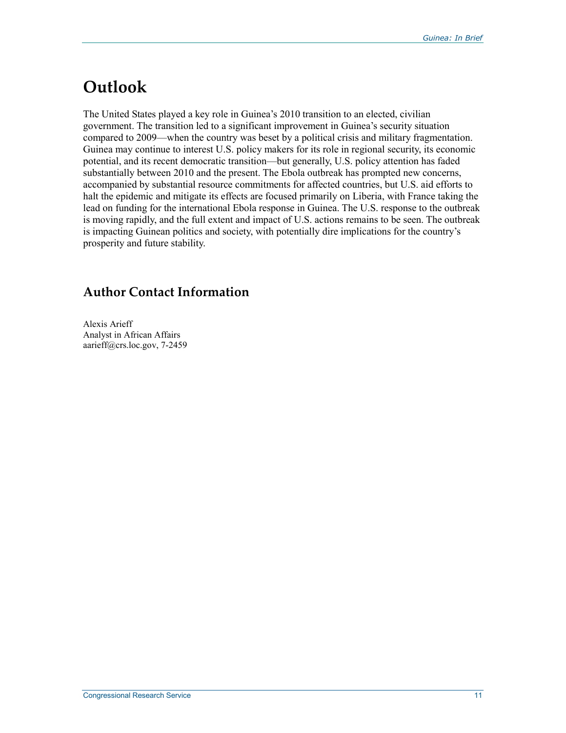# Outlook

The United States played a key role in Guinea's 2010 transition to an elected, civilian government. The transition led to a significant improvement in Guinea's security situation compared to 2009—when the country was beset by a political crisis and military fragmentation. Guinea may continue to interest U.S. policy makers for its role in regional security, its economic potential, and its recent democratic transition—but generally, U.S. policy attention has faded substantially between 2010 and the present. The Ebola outbreak has prompted new concerns, accompanied by substantial resource commitments for affected countries, but U.S. aid efforts to halt the epidemic and mitigate its effects are focused primarily on Liberia, with France taking the lead on funding for the international Ebola response in Guinea. The U.S. response to the outbreak is moving rapidly, and the full extent and impact of U.S. actions remains to be seen. The outbreak is impacting Guinean politics and society, with potentially dire implications for the country's prosperity and future stability.

## Author Contact Information

Alexis Arieff
Analyst in African Affairs
aarieff@crs.loc.gov, 7-2459